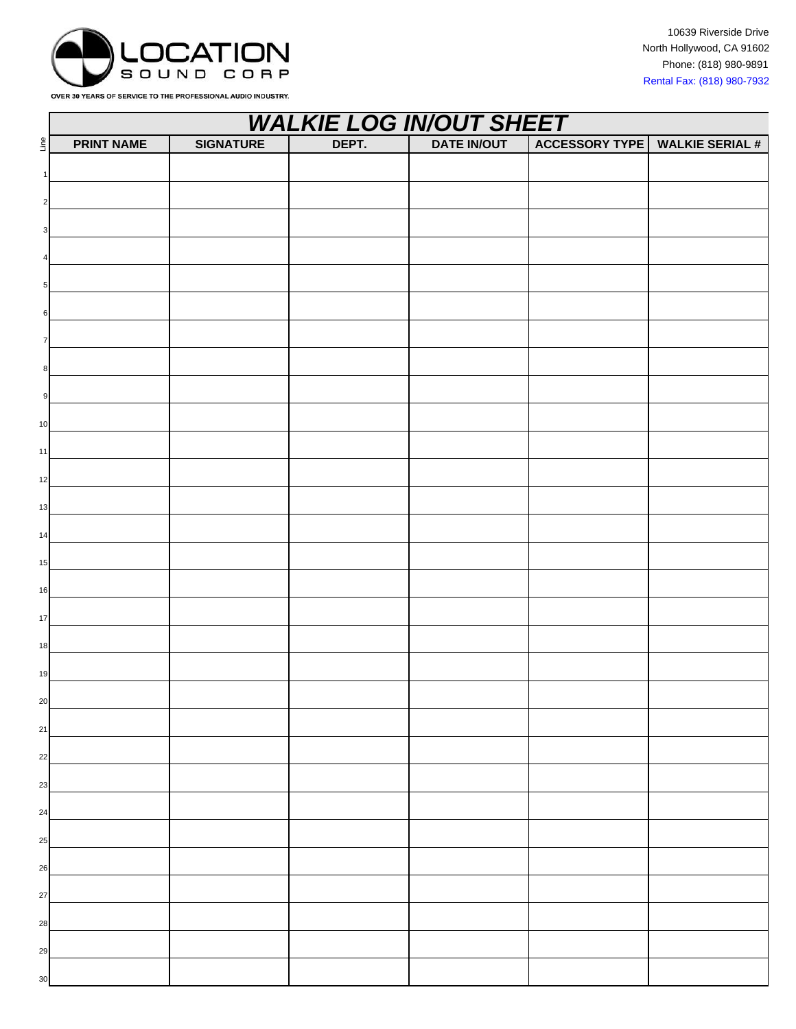LOCATION SOUND CORP

OVER 30 YEARS OF SERVICE TO THE PROFESSIONAL AUDIO INDUSTRY.

10639 Riverside Drive
North Hollywood, CA 91602
Phone: (818) 980-9891
Rental Fax: (818) 980-7932

# *WALKIE LOG IN/OUT SHEET*

| Line | PRINT NAME | SIGNATURE | DEPT. | DATE IN/OUT | ACCESSORY TYPE | WALKIE SERIAL # |
|---|---|---|---|---|---|---|
| 1 | | | | | | |
| 2 | | | | | | |
| 3 | | | | | | |
| 4 | | | | | | |
| 5 | | | | | | |
| 6 | | | | | | |
| 7 | | | | | | |
| 8 | | | | | | |
| 9 | | | | | | |
| 10 | | | | | | |
| 11 | | | | | | |
| 12 | | | | | | |
| 13 | | | | | | |
| 14 | | | | | | |
| 15 | | | | | | |
| 16 | | | | | | |
| 17 | | | | | | |
| 18 | | | | | | |
| 19 | | | | | | |
| 20 | | | | | | |
| 21 | | | | | | |
| 22 | | | | | | |
| 23 | | | | | | |
| 24 | | | | | | |
| 25 | | | | | | |
| 26 | | | | | | |
| 27 | | | | | | |
| 28 | | | | | | |
| 29 | | | | | | |
| 30 | | | | | | |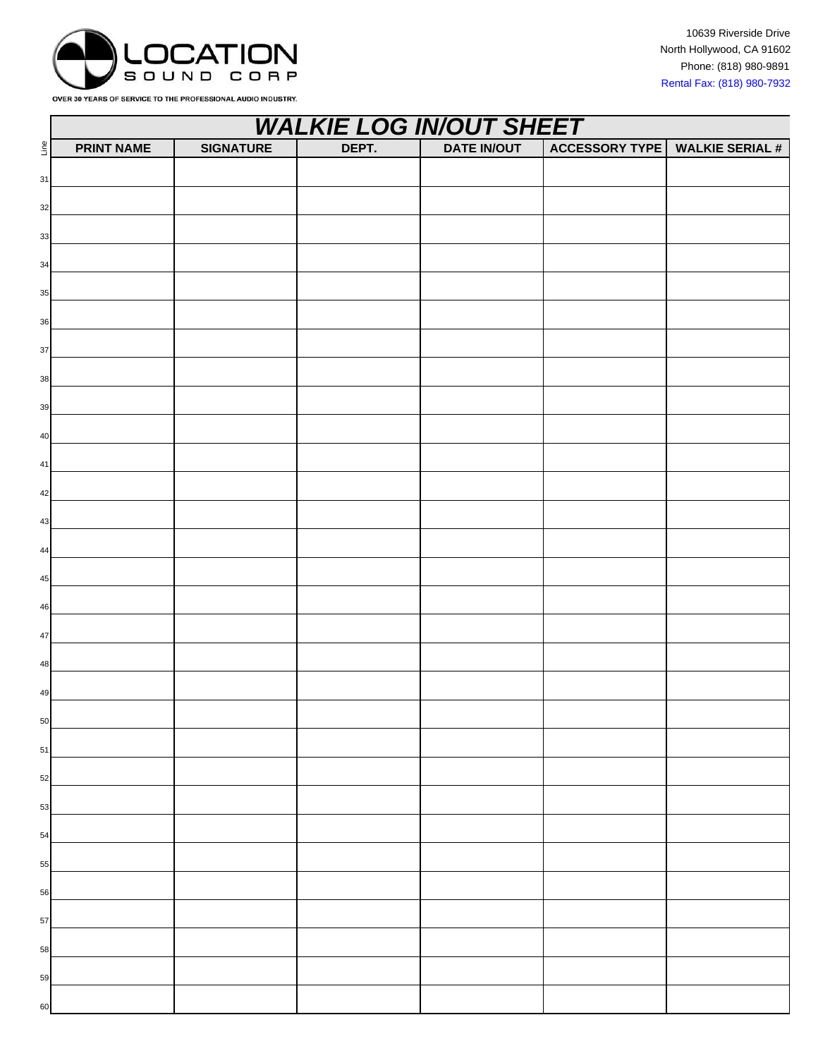LOCATION SOUND CORP

OVER 30 YEARS OF SERVICE TO THE PROFESSIONAL AUDIO INDUSTRY.

10639 Riverside Drive
North Hollywood, CA 91602
Phone: (818) 980-9891
Rental Fax: (818) 980-7932

# *WALKIE LOG IN/OUT SHEET*

| Line | PRINT NAME | SIGNATURE | DEPT. | DATE IN/OUT | ACCESSORY TYPE | WALKIE SERIAL # |
|---|---|---|---|---|---|---|
| 31 | | | | | | |
| 32 | | | | | | |
| 33 | | | | | | |
| 34 | | | | | | |
| 35 | | | | | | |
| 36 | | | | | | |
| 37 | | | | | | |
| 38 | | | | | | |
| 39 | | | | | | |
| 40 | | | | | | |
| 41 | | | | | | |
| 42 | | | | | | |
| 43 | | | | | | |
| 44 | | | | | | |
| 45 | | | | | | |
| 46 | | | | | | |
| 47 | | | | | | |
| 48 | | | | | | |
| 49 | | | | | | |
| 50 | | | | | | |
| 51 | | | | | | |
| 52 | | | | | | |
| 53 | | | | | | |
| 54 | | | | | | |
| 55 | | | | | | |
| 56 | | | | | | |
| 57 | | | | | | |
| 58 | | | | | | |
| 59 | | | | | | |
| 60 | | | | | | |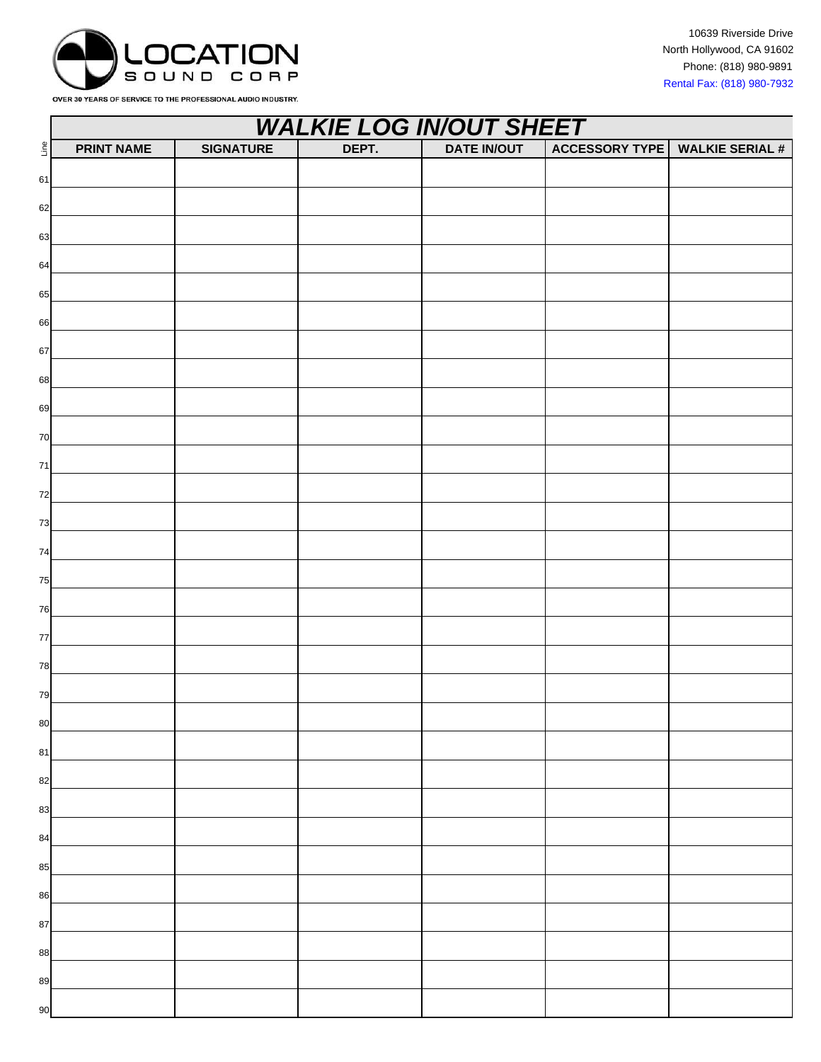LOCATION SOUND CORP

OVER 30 YEARS OF SERVICE TO THE PROFESSIONAL AUDIO INDUSTRY.

10639 Riverside Drive
North Hollywood, CA 91602
Phone: (818) 980-9891
Rental Fax: (818) 980-7932

# *WALKIE LOG IN/OUT SHEET*

| Line | PRINT NAME | SIGNATURE | DEPT. | DATE IN/OUT | ACCESSORY TYPE | WALKIE SERIAL # |
|---|---|---|---|---|---|---|
| 61 | | | | | | |
| 62 | | | | | | |
| 63 | | | | | | |
| 64 | | | | | | |
| 65 | | | | | | |
| 66 | | | | | | |
| 67 | | | | | | |
| 68 | | | | | | |
| 69 | | | | | | |
| 70 | | | | | | |
| 71 | | | | | | |
| 72 | | | | | | |
| 73 | | | | | | |
| 74 | | | | | | |
| 75 | | | | | | |
| 76 | | | | | | |
| 77 | | | | | | |
| 78 | | | | | | |
| 79 | | | | | | |
| 80 | | | | | | |
| 81 | | | | | | |
| 82 | | | | | | |
| 83 | | | | | | |
| 84 | | | | | | |
| 85 | | | | | | |
| 86 | | | | | | |
| 87 | | | | | | |
| 88 | | | | | | |
| 89 | | | | | | |
| 90 | | | | | | |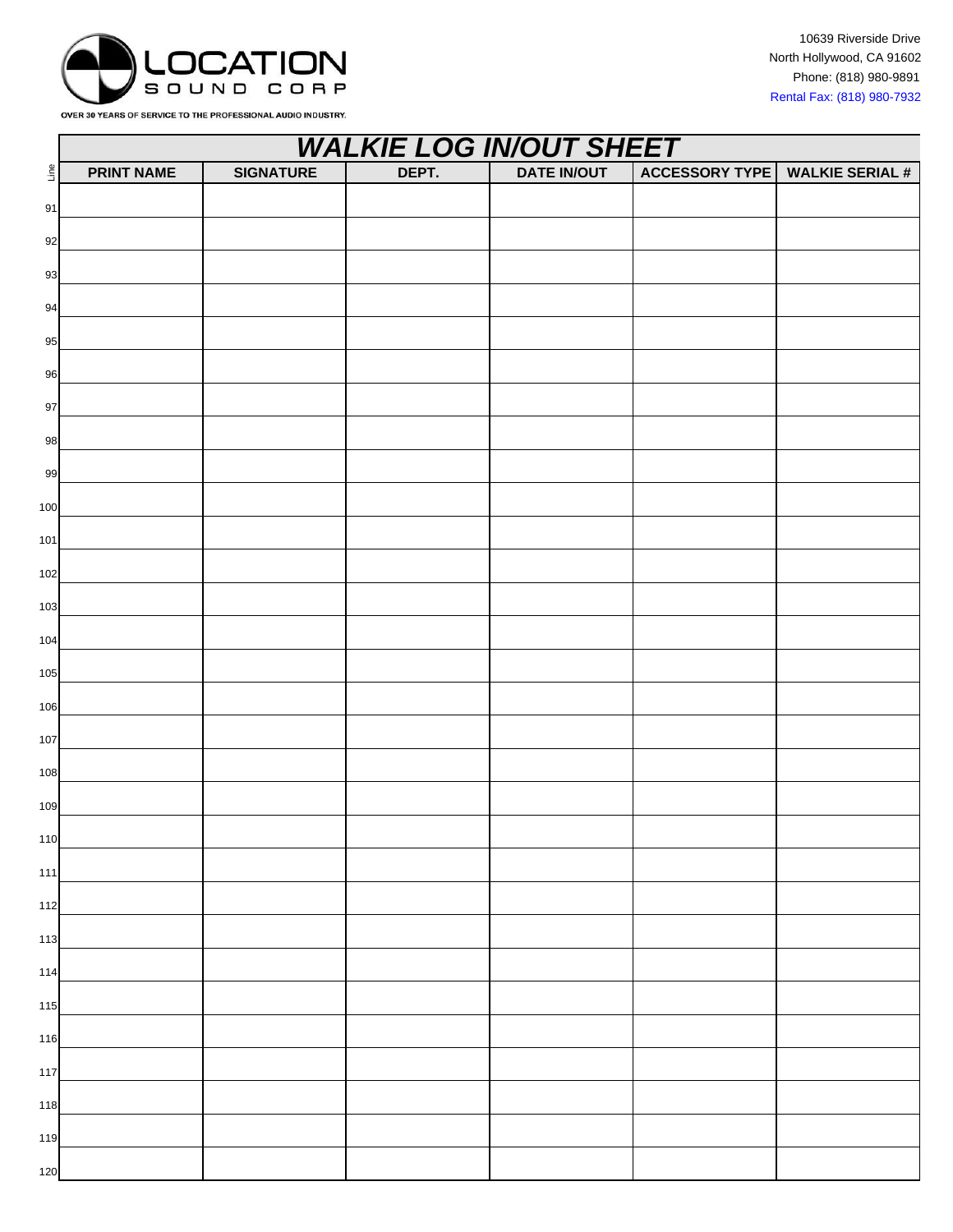LOCATION SOUND CORP

OVER 30 YEARS OF SERVICE TO THE PROFESSIONAL AUDIO INDUSTRY.

10639 Riverside Drive
North Hollywood, CA 91602
Phone: (818) 980-9891
Rental Fax: (818) 980-7932

# *WALKIE LOG IN/OUT SHEET*

| Line | PRINT NAME | SIGNATURE | DEPT. | DATE IN/OUT | ACCESSORY TYPE | WALKIE SERIAL # |
|---|---|---|---|---|---|---|
| 91 | | | | | | |
| 92 | | | | | | |
| 93 | | | | | | |
| 94 | | | | | | |
| 95 | | | | | | |
| 96 | | | | | | |
| 97 | | | | | | |
| 98 | | | | | | |
| 99 | | | | | | |
| 100 | | | | | | |
| 101 | | | | | | |
| 102 | | | | | | |
| 103 | | | | | | |
| 104 | | | | | | |
| 105 | | | | | | |
| 106 | | | | | | |
| 107 | | | | | | |
| 108 | | | | | | |
| 109 | | | | | | |
| 110 | | | | | | |
| 111 | | | | | | |
| 112 | | | | | | |
| 113 | | | | | | |
| 114 | | | | | | |
| 115 | | | | | | |
| 116 | | | | | | |
| 117 | | | | | | |
| 118 | | | | | | |
| 119 | | | | | | |
| 120 | | | | | | |